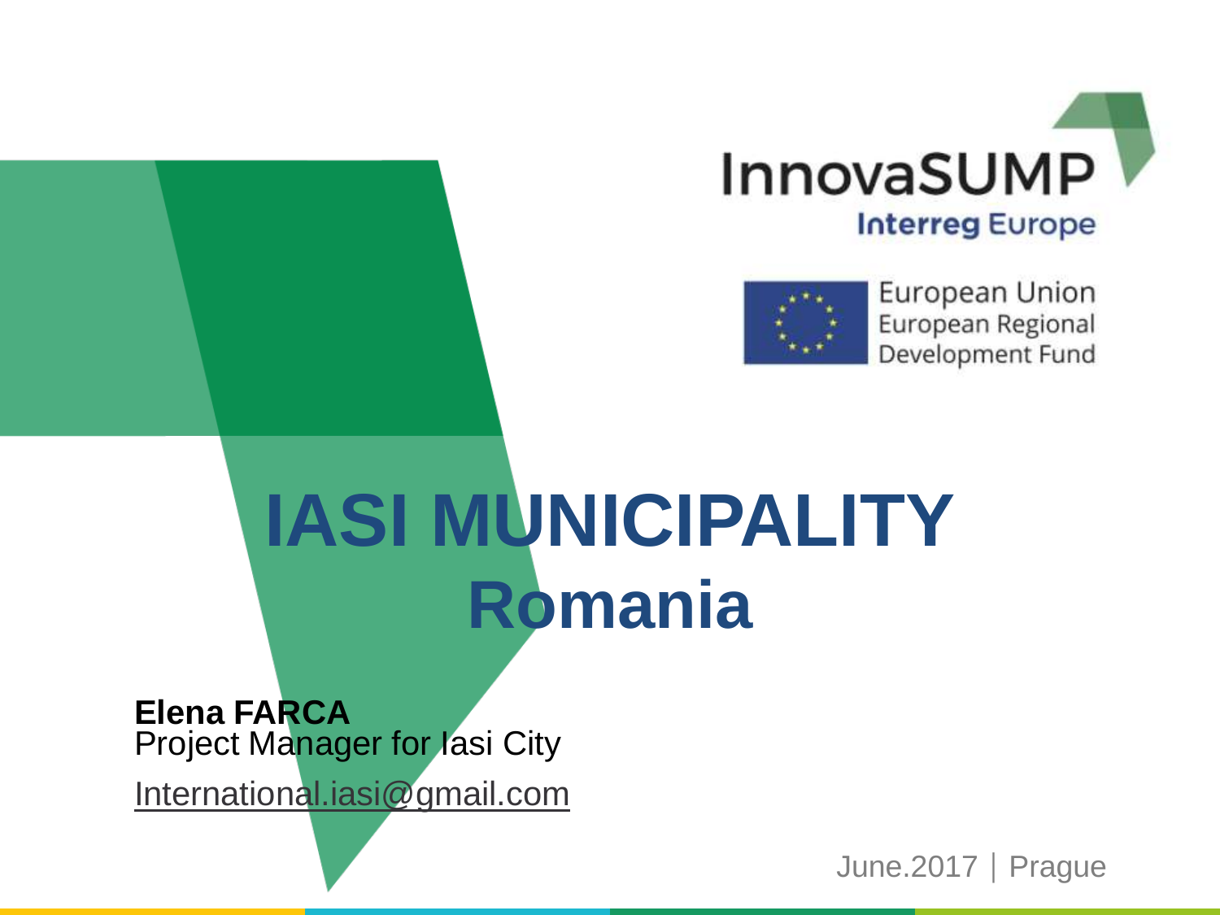InnovaSUMP

Interreg Europe

European Union
European Regional
Development Fund

# IASI MUNICIPALITY
# Romania

**Elena FARCA**
Project Manager for Iasi City

International.iasi@gmail.com

June.2017 | Prague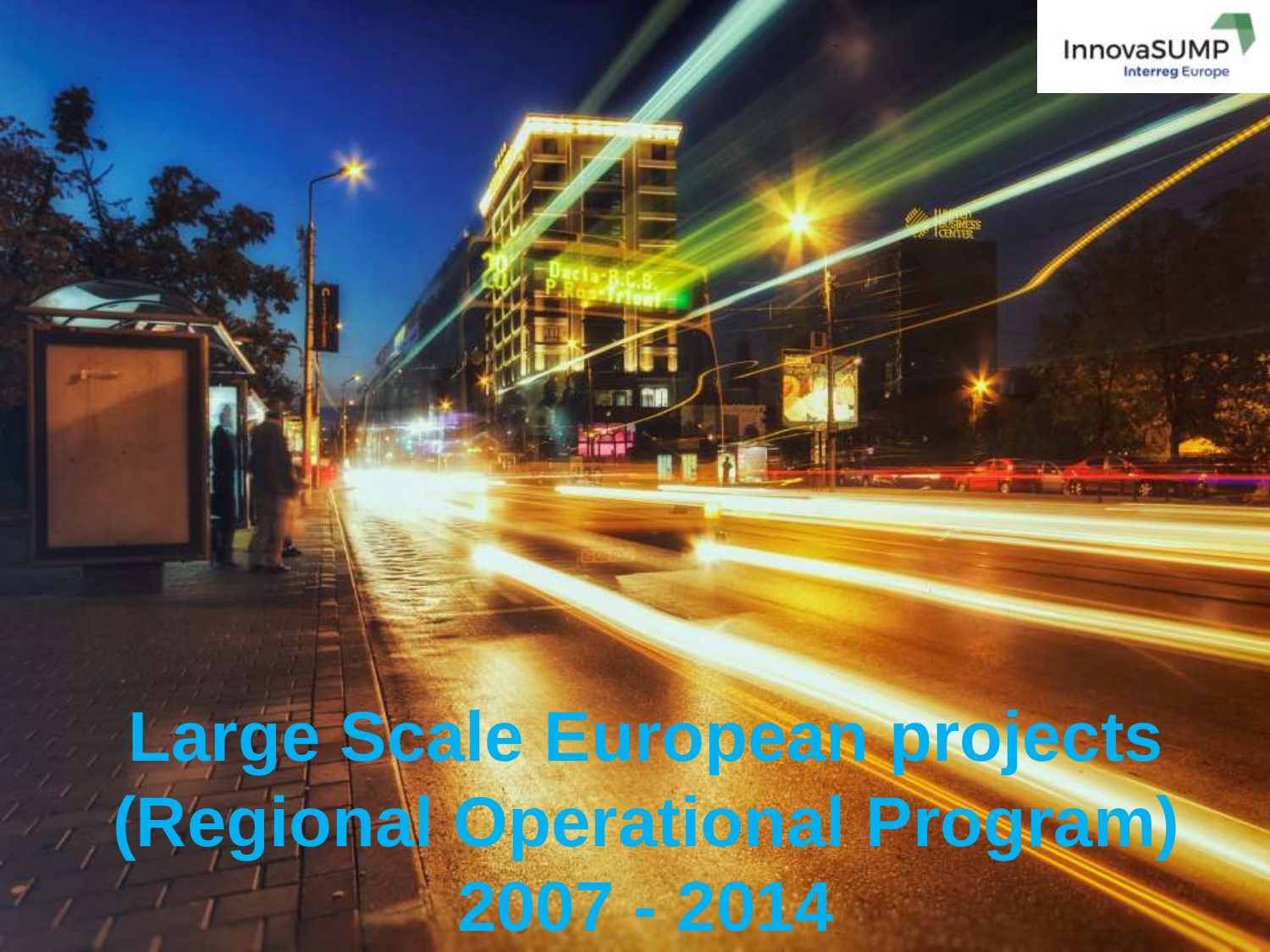# Large Scale European projects (Regional Operational Program) 2007 - 2014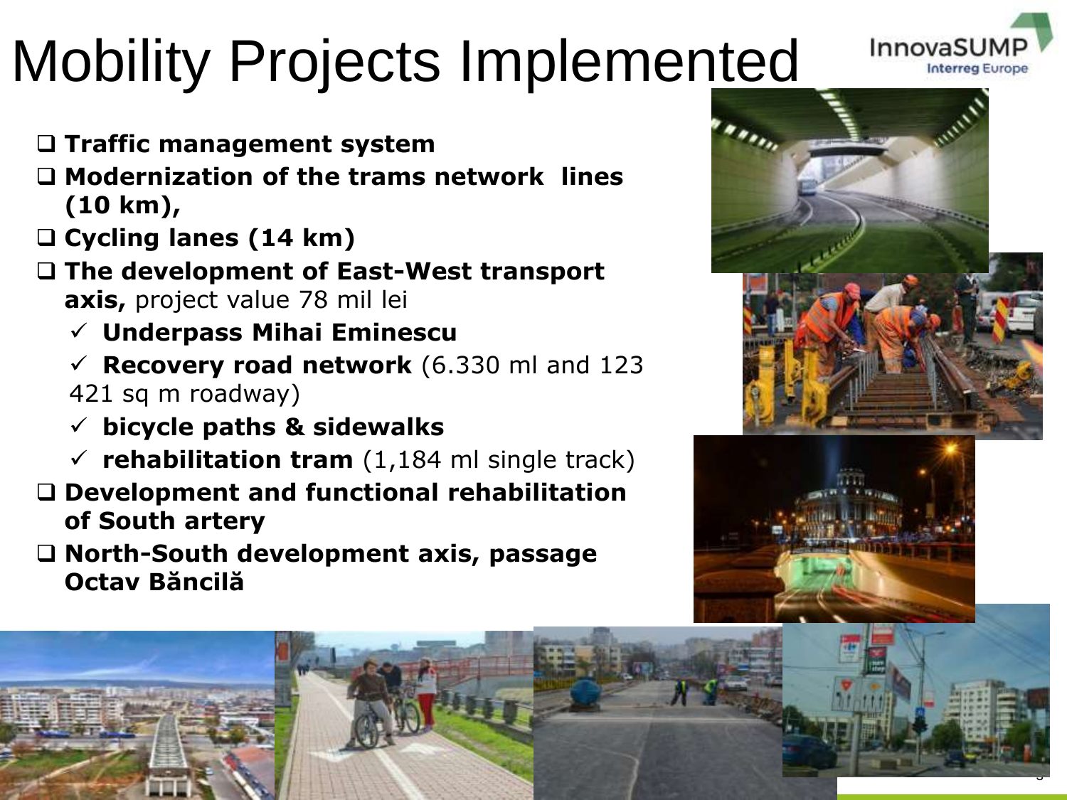# Mobility Projects Implemented

- **Traffic management system**
- **Modernization of the trams network lines (10 km),**
- **Cycling lanes (14 km)**
- **The development of East-West transport axis,** project value 78 mil lei
  - ✓ **Underpass Mihai Eminescu**
  - ✓ **Recovery road network** (6.330 ml and 123 421 sq m roadway)
  - ✓ **bicycle paths & sidewalks**
  - ✓ **rehabilitation tram** (1,184 ml single track)
- **Development and functional rehabilitation of South artery**
- **North-South development axis, passage Octav Băncilă**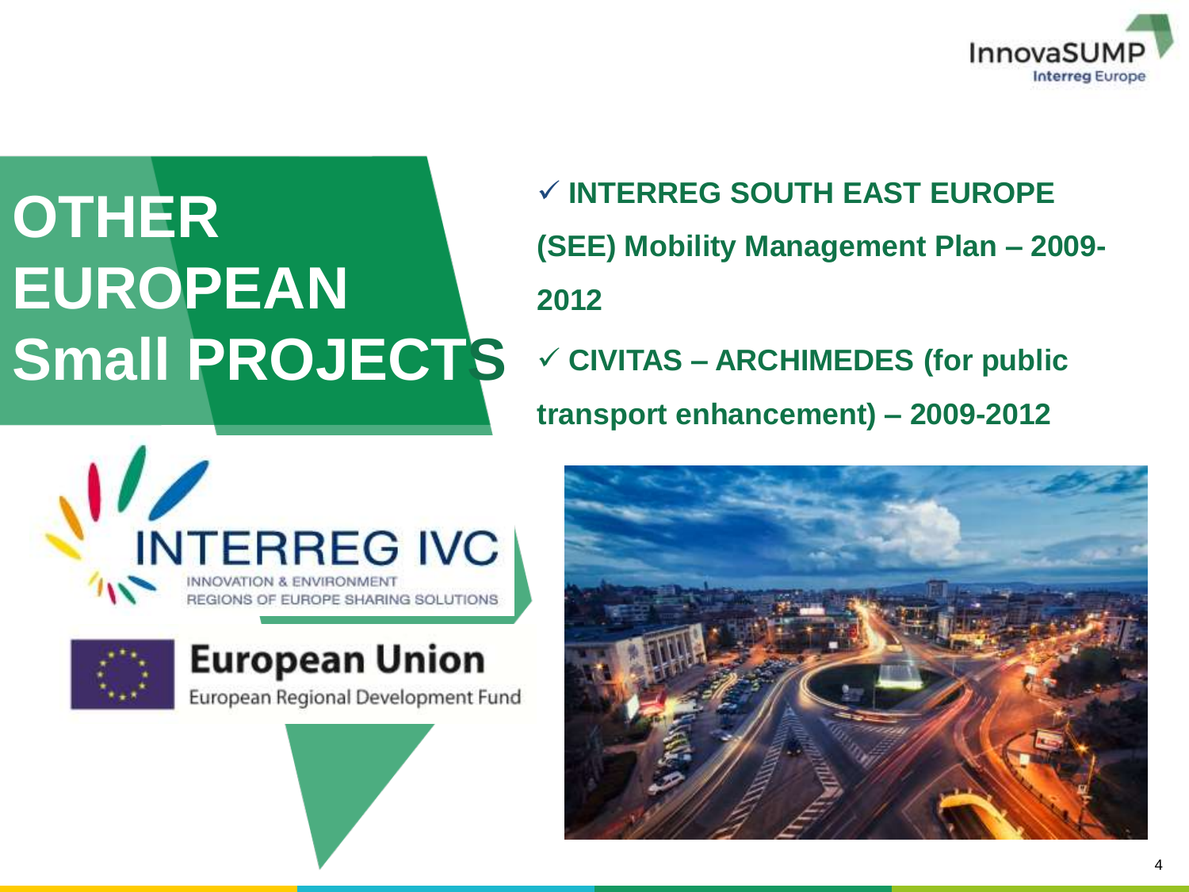# OTHER EUROPEAN Small PROJECTS

- ✓ **INTERREG SOUTH EAST EUROPE (SEE) Mobility Management Plan – 2009-2012**
- ✓ **CIVITAS – ARCHIMEDES (for public transport enhancement) – 2009-2012**

INTERREG IVC
INNOVATION & ENVIRONMENT
REGIONS OF EUROPE SHARING SOLUTIONS

European Union
European Regional Development Fund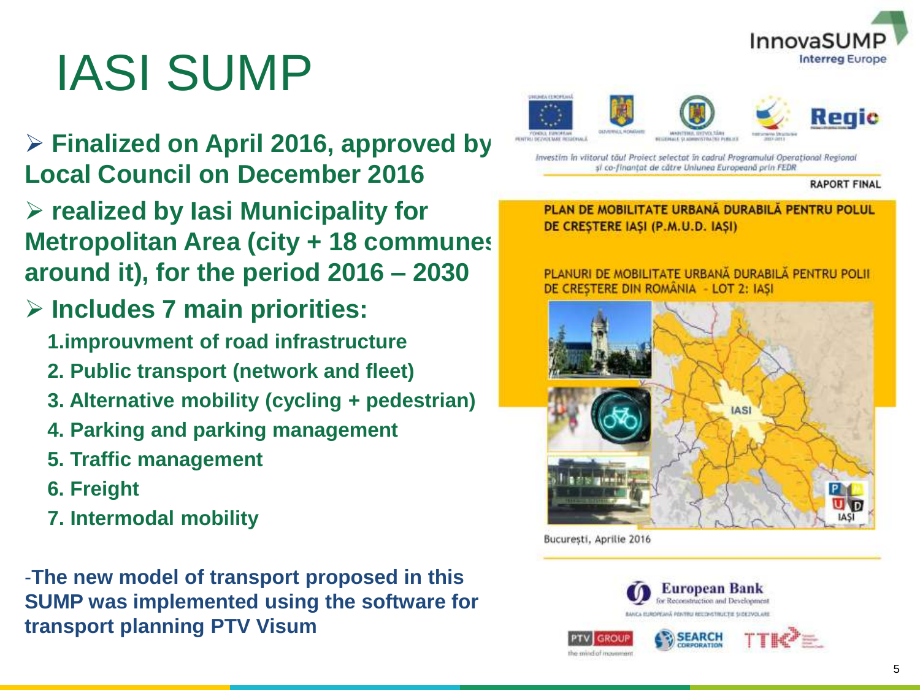# IASI SUMP

- **Finalized on April 2016, approved by Local Council on December 2016**
- **realized by Iasi Municipality for Metropolitan Area (city + 18 communes around it), for the period 2016 – 2030**
- **Includes 7 main priorities:**
  1. **improuvment of road infrastructure**
  2. **Public transport (network and fleet)**
  3. **Alternative mobility (cycling + pedestrian)**
  4. **Parking and parking management**
  5. **Traffic management**
  6. **Freight**
  7. **Intermodal mobility**

-**The new model of transport proposed in this SUMP was implemented using the software for transport planning PTV Visum**

Investim în viitorul tău! Proiect selectat în cadrul Programului Operațional Regional și co-finanțat de către Uniunea Europeană prin FEDR

RAPORT FINAL

PLAN DE MOBILITATE URBANĂ DURABILĂ PENTRU POLUL DE CREȘTERE IAȘI (P.M.U.D. IAȘI)

PLANURI DE MOBILITATE URBANĂ DURABILĂ PENTRU POLII DE CREȘTERE DIN ROMÂNIA - LOT 2: IAȘI

București, Aprilie 2016

European Bank for Reconstruction and Development

PTV GROUP — SEARCH CORPORATION — TTK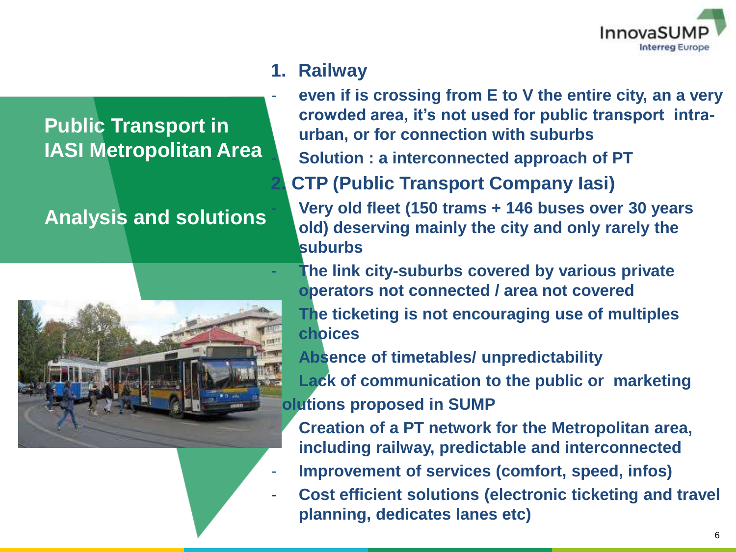## Public Transport in IASI Metropolitan Area

## Analysis and solutions

1. **Railway**

- **even if is crossing from E to V the entire city, an a very crowded area, it's not used for public transport intra-urban, or for connection with suburbs**
- **Solution : a interconnected approach of PT**

2. **CTP (Public Transport Company Iasi)**

- **Very old fleet (150 trams + 146 buses over 30 years old) deserving mainly the city and only rarely the suburbs**
- **The link city-suburbs covered by various private operators not connected / area not covered**
- **The ticketing is not encouraging use of multiples choices**
- **Absence of timetables/ unpredictability**
- **Lack of communication to the public or marketing**

**Solutions proposed in SUMP**

- **Creation of a PT network for the Metropolitan area, including railway, predictable and interconnected**
- **Improvement of services (comfort, speed, infos)**
- **Cost efficient solutions (electronic ticketing and travel planning, dedicates lanes etc)**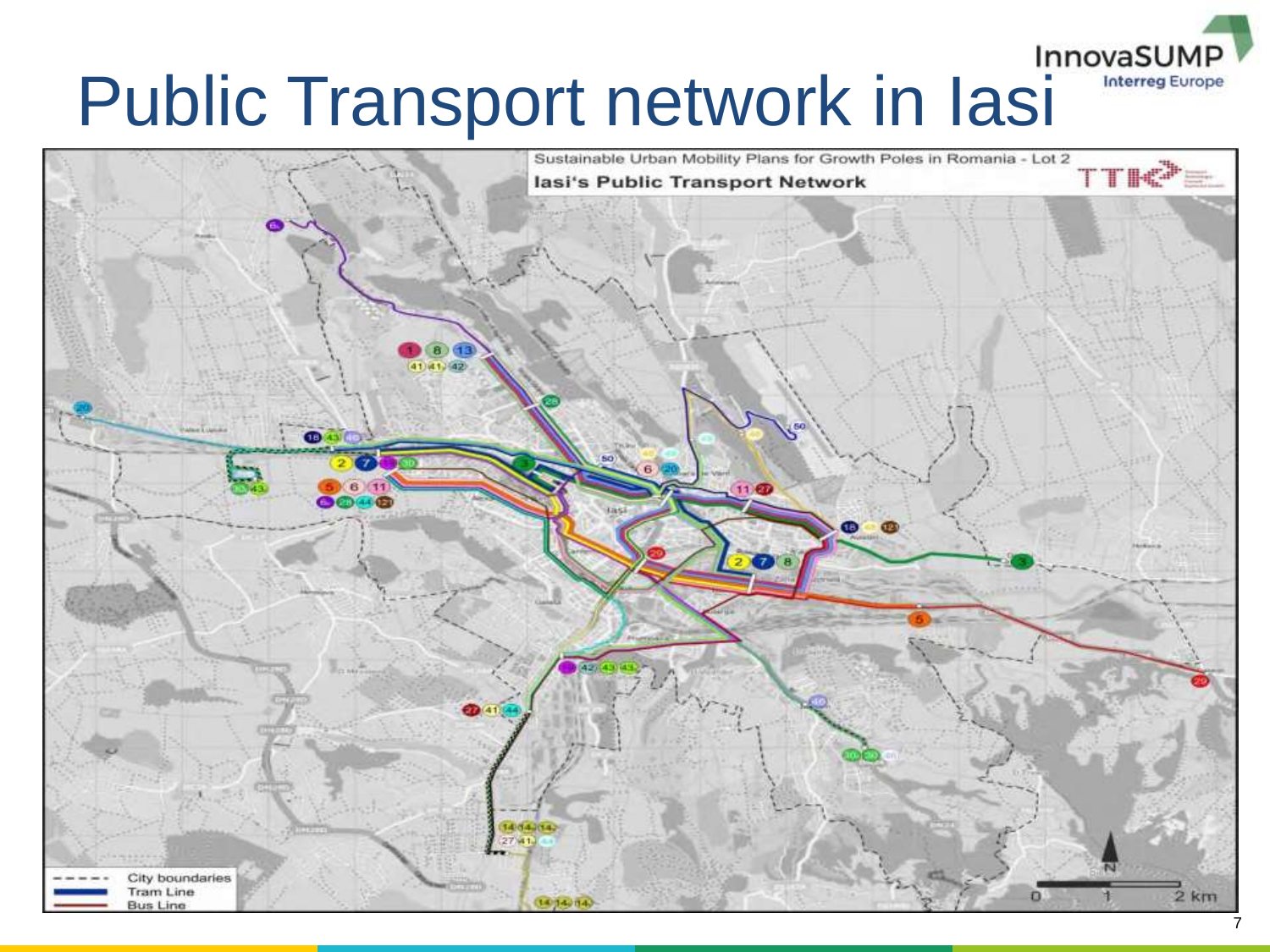# Public Transport network in Iasi

Sustainable Urban Mobility Plans for Growth Poles in Romania - Lot 2

**Iasi's Public Transport Network**

| | |
|---|---|
| - - - - - | City boundaries |
| ▬▬ | Tram Line |
| ▬▬ | Bus Line |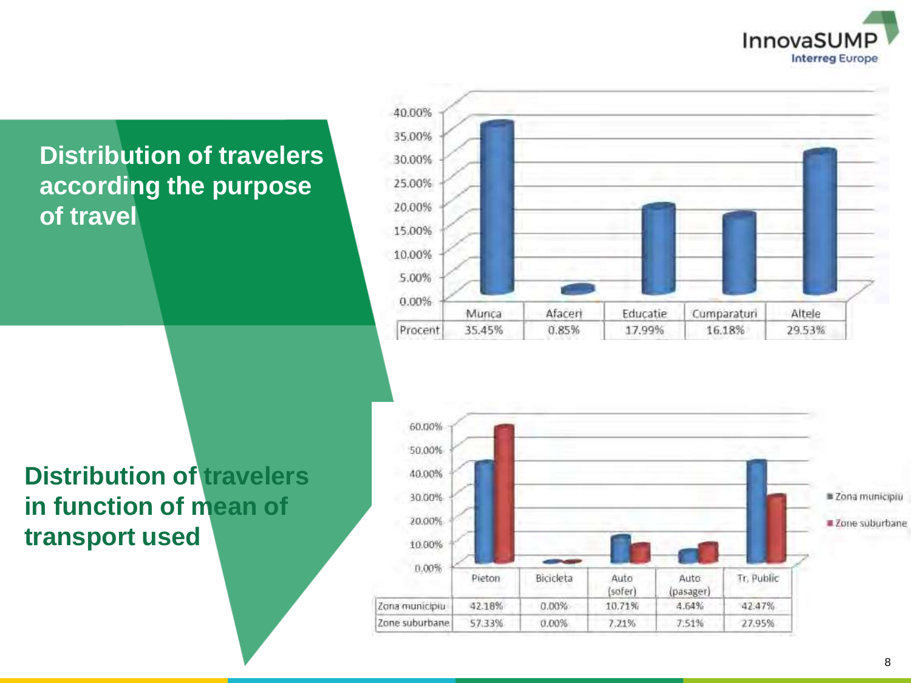## Distribution of travelers according the purpose of travel

| | Munca | Afaceri | Educatie | Cumparaturi | Altele |
|---|---|---|---|---|---|
| Procent | 35.45% | 0.85% | 17.99% | 16.18% | 29.53% |

## Distribution of travelers in function of mean of transport used

| | Pieton | Bicicleta | Auto (sofer) | Auto (pasager) | Tr. Public |
|---|---|---|---|---|---|
| Zona municipiu | 42.18% | 0.00% | 10.71% | 4.64% | 42.47% |
| Zone suburbane | 57.33% | 0.00% | 7.21% | 7.51% | 27.95% |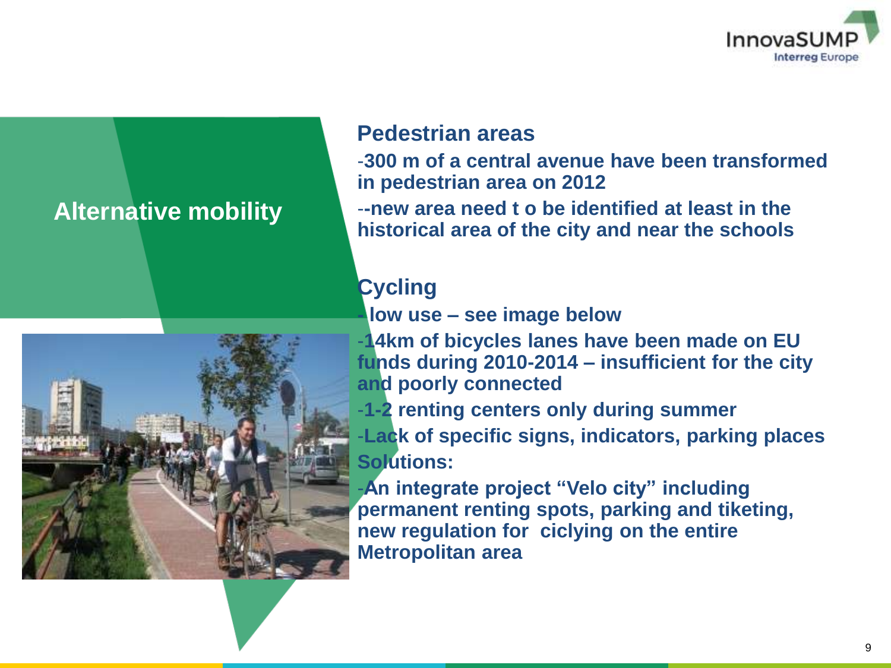## Alternative mobility

### Pedestrian areas

-**300 m of a central avenue have been transformed in pedestrian area on 2012**

--**new area need t o be identified at least in the historical area of the city and near the schools**

### Cycling

**- low use – see image below**

-**14km of bicycles lanes have been made on EU funds during 2010-2014 – insufficient for the city and poorly connected**

-**1-2 renting centers only during summer**

-**Lack of specific signs, indicators, parking places**

**Solutions:**

-**An integrate project "Velo city" including permanent renting spots, parking and tiketing, new regulation for ciclying on the entire Metropolitan area**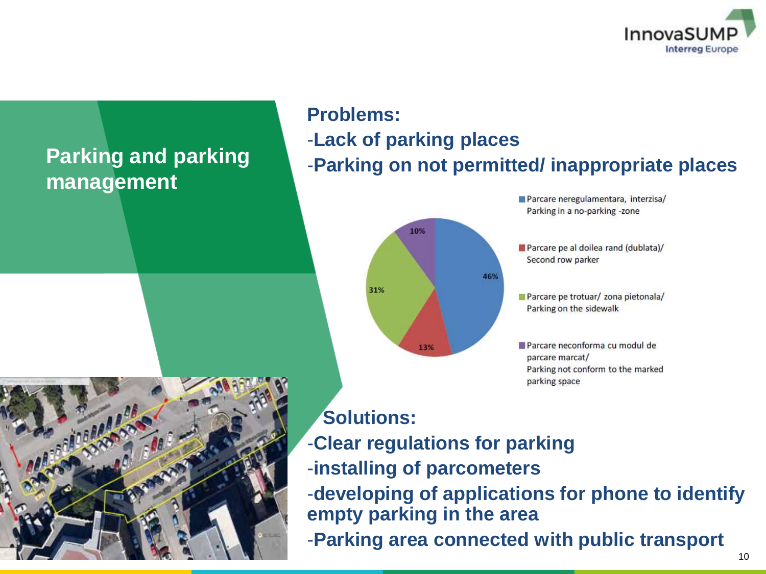# Parking and parking management

**Problems:**

-**Lack of parking places**

-**Parking on not permitted/ inappropriate places**

| Category | Share |
|---|---|
| Parcare neregulamentara, interzisa/ Parking in a no-parking -zone | 46% |
| Parcare pe al doilea rand (dublata)/ Second row parker | 13% |
| Parcare pe trotuar/ zona pietonala/ Parking on the sidewalk | 31% |
| Parcare neconforma cu modul de parcare marcat/ Parking not conform to the marked parking space | 10% |

**Solutions:**

-**Clear regulations for parking**

-**installing of parcometers**

-**developing of applications for phone to identify empty parking in the area**

-**Parking area connected with public transport**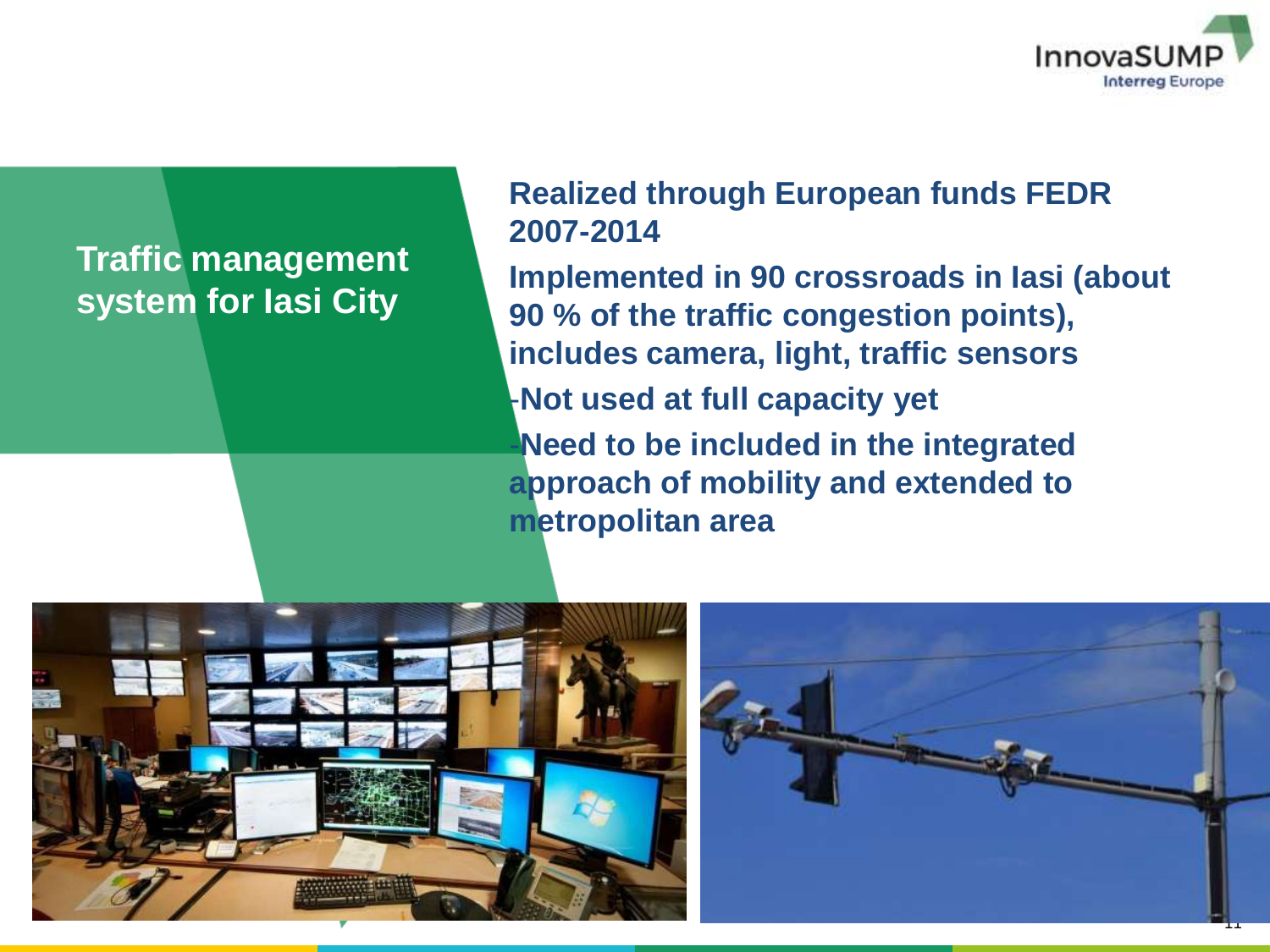## Traffic management system for Iasi City

**Realized through European funds FEDR 2007-2014**

**Implemented in 90 crossroads in Iasi (about 90 % of the traffic congestion points), includes camera, light, traffic sensors**

- **Not used at full capacity yet**
- **Need to be included in the integrated approach of mobility and extended to metropolitan area**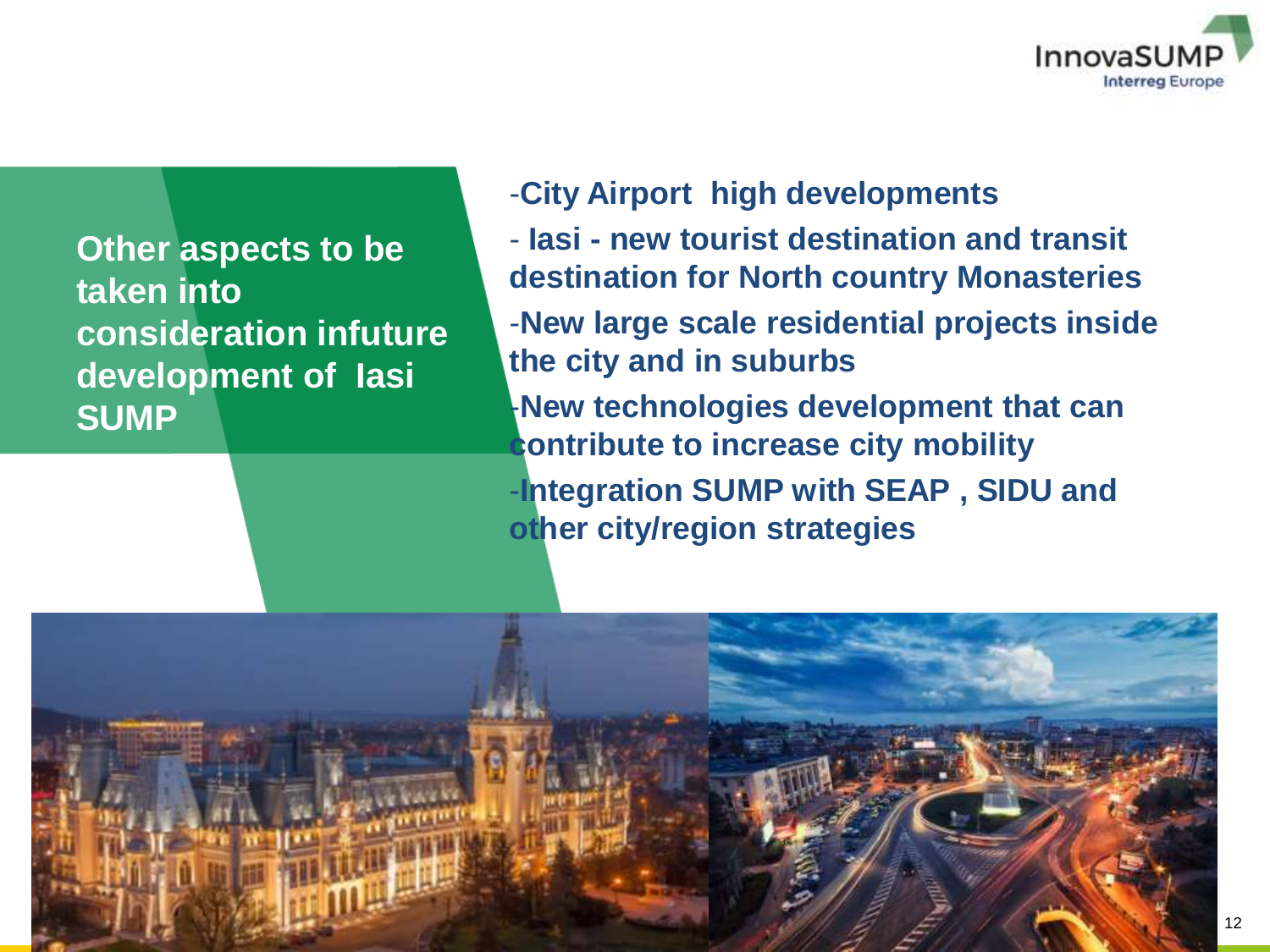## Other aspects to be taken into consideration infuture development of Iasi SUMP

- **City Airport high developments**
- **Iasi - new tourist destination and transit destination for North country Monasteries**
- **New large scale residential projects inside the city and in suburbs**
- **New technologies development that can contribute to increase city mobility**
- **Integration SUMP with SEAP , SIDU and other city/region strategies**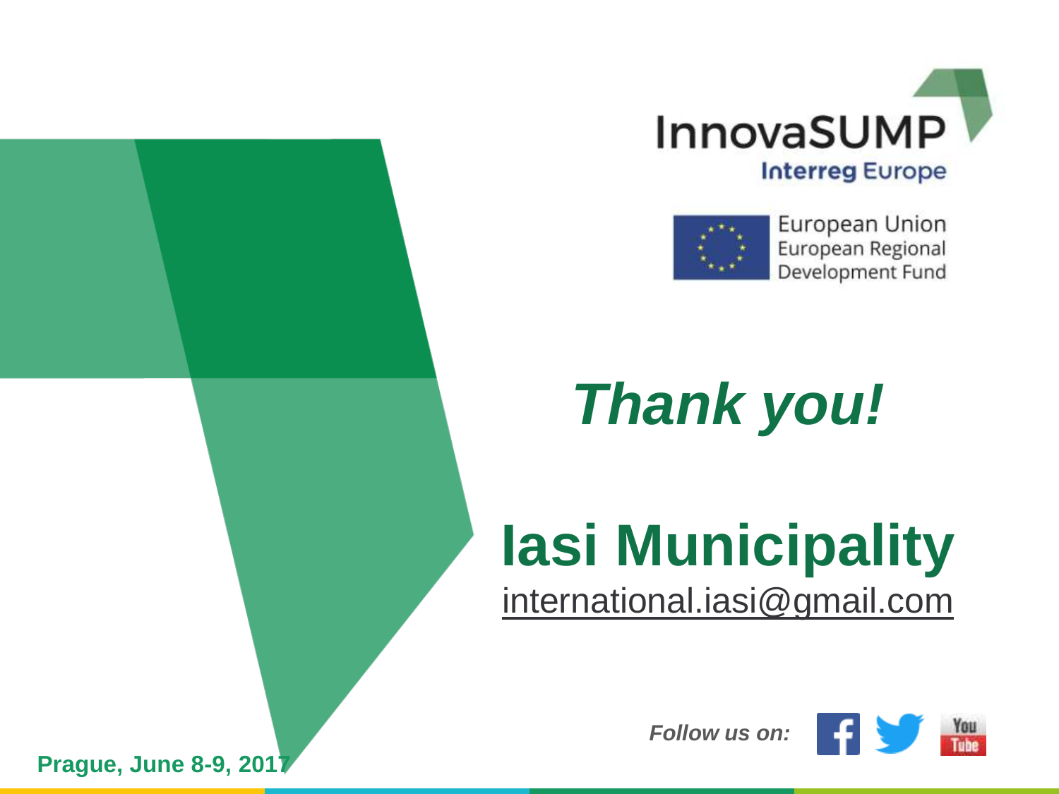InnovaSUMP

Interreg Europe

European Union
European Regional
Development Fund

# *Thank you!*

# Iasi Municipality

international.iasi@gmail.com

*Follow us on:*

Prague, June 8-9, 2017